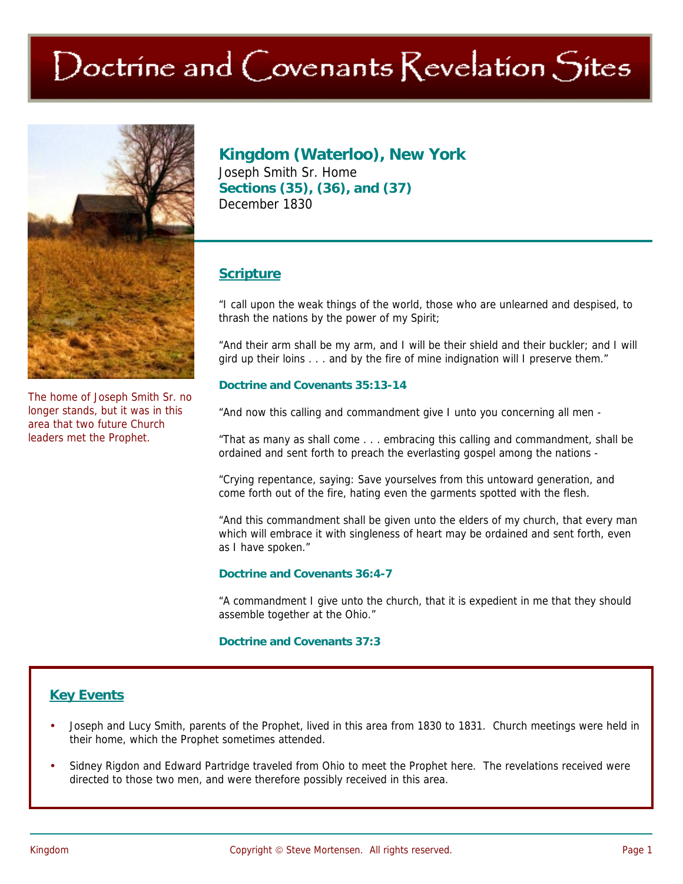# Doctrine and Covenants Revelation Sites

The home of Joseph Smith Sr. no longer stands, but it was in this area that two future Church leaders met the Prophet.

## Kingdom (Waterloo), New York

Joseph Smith Sr. Home

**Sections (35), (36), and (37)**

December 1830

### Scripture

"I call upon the weak things of the world, those who are unlearned and despised, to thrash the nations by the power of my Spirit;

"And their arm shall be my arm, and I will be their shield and their buckler; and I will gird up their loins . . . and by the fire of mine indignation will I preserve them."

**Doctrine and Covenants 35:13-14**

"And now this calling and commandment give I unto you concerning all men -

"That as many as shall come . . . embracing this calling and commandment, shall be ordained and sent forth to preach the everlasting gospel among the nations -

"Crying repentance, saying: Save yourselves from this untoward generation, and come forth out of the fire, hating even the garments spotted with the flesh.

"And this commandment shall be given unto the elders of my church, that every man which will embrace it with singleness of heart may be ordained and sent forth, even as I have spoken."

**Doctrine and Covenants 36:4-7**

"A commandment I give unto the church, that it is expedient in me that they should assemble together at the Ohio."

**Doctrine and Covenants 37:3**

### Key Events

- Joseph and Lucy Smith, parents of the Prophet, lived in this area from 1830 to 1831. Church meetings were held in their home, which the Prophet sometimes attended.
- Sidney Rigdon and Edward Partridge traveled from Ohio to meet the Prophet here. The revelations received were directed to those two men, and were therefore possibly received in this area.

Kingdom — Copyright © Steve Mortensen. All rights reserved.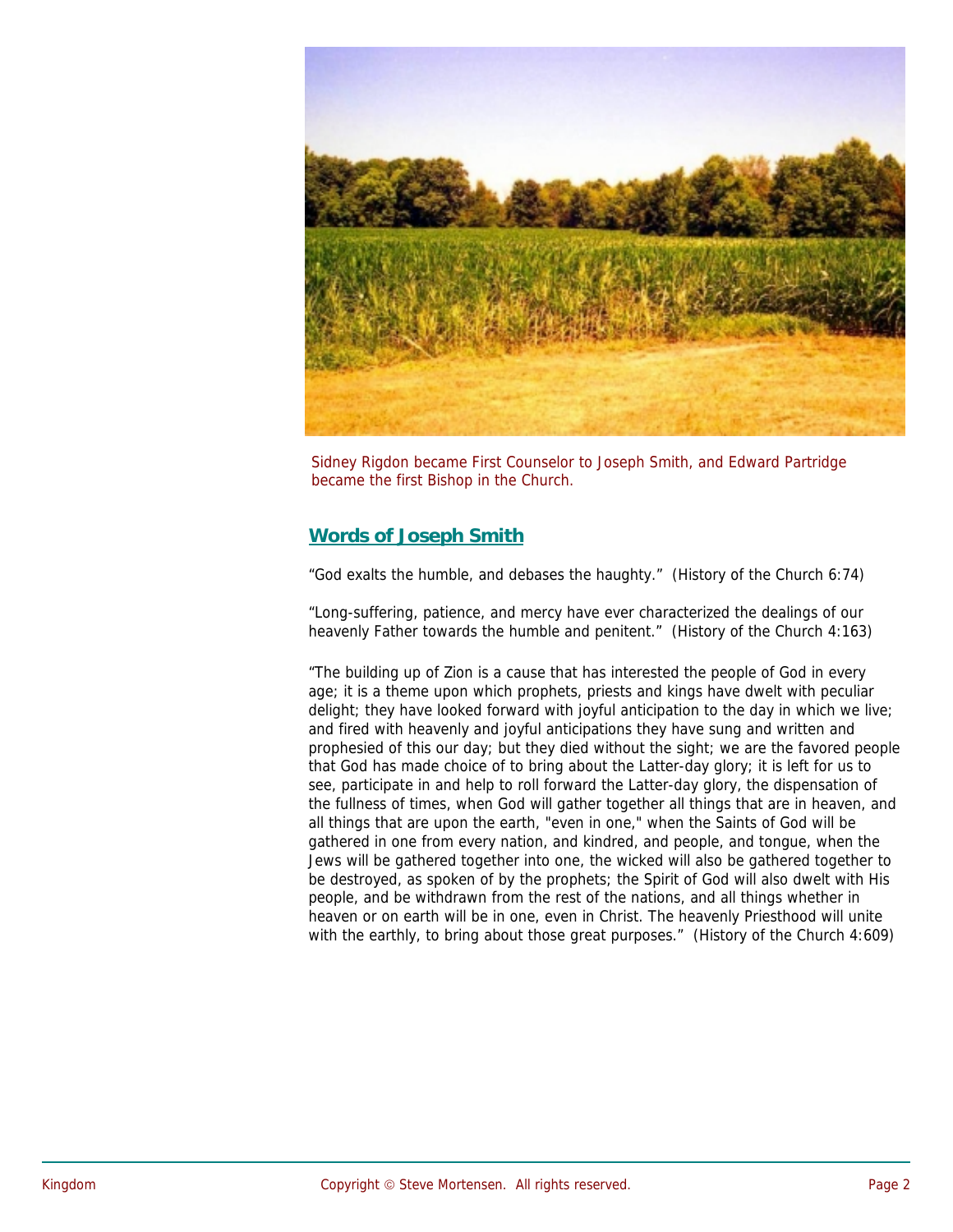Sidney Rigdon became First Counselor to Joseph Smith, and Edward Partridge became the first Bishop in the Church.

## Words of Joseph Smith

"God exalts the humble, and debases the haughty." (History of the Church 6:74)

"Long-suffering, patience, and mercy have ever characterized the dealings of our heavenly Father towards the humble and penitent." (History of the Church 4:163)

"The building up of Zion is a cause that has interested the people of God in every age; it is a theme upon which prophets, priests and kings have dwelt with peculiar delight; they have looked forward with joyful anticipation to the day in which we live; and fired with heavenly and joyful anticipations they have sung and written and prophesied of this our day; but they died without the sight; we are the favored people that God has made choice of to bring about the Latter-day glory; it is left for us to see, participate in and help to roll forward the Latter-day glory, the dispensation of the fullness of times, when God will gather together all things that are in heaven, and all things that are upon the earth, "even in one," when the Saints of God will be gathered in one from every nation, and kindred, and people, and tongue, when the Jews will be gathered together into one, the wicked will also be gathered together to be destroyed, as spoken of by the prophets; the Spirit of God will also dwelt with His people, and be withdrawn from the rest of the nations, and all things whether in heaven or on earth will be in one, even in Christ. The heavenly Priesthood will unite with the earthly, to bring about those great purposes." (History of the Church 4:609)